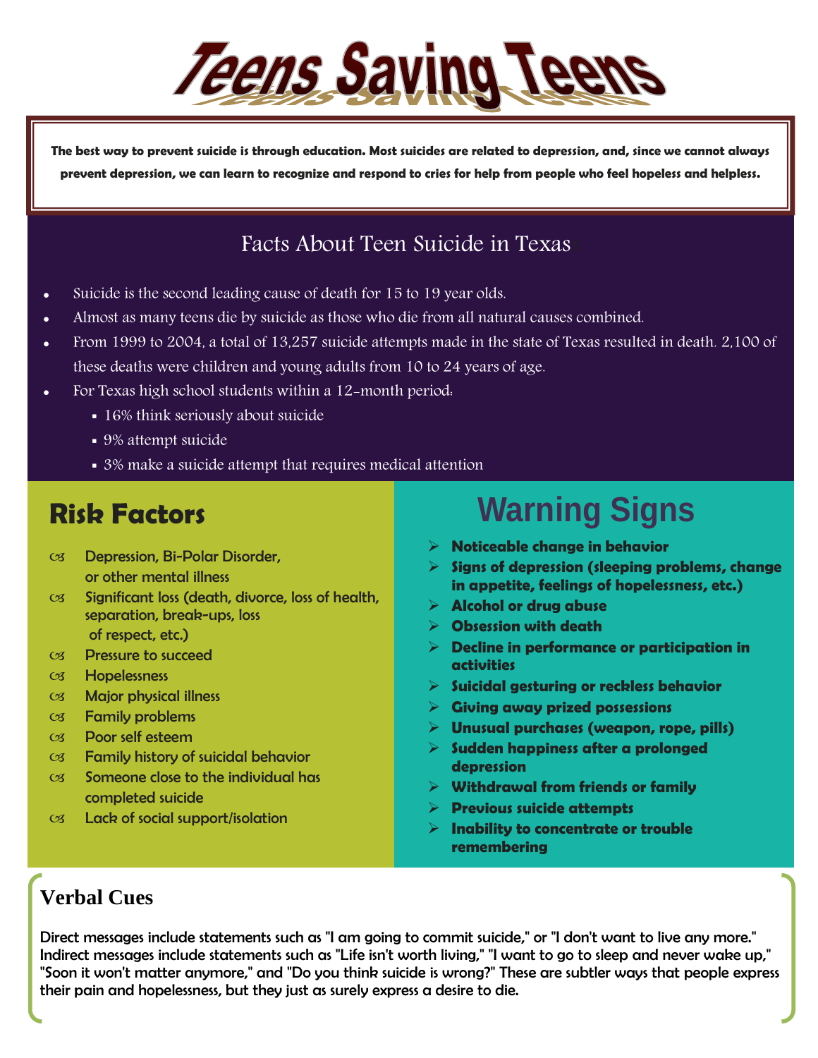# Teens Saving Teens

**The best way to prevent suicide is through education. Most suicides are related to depression, and, since we cannot always prevent depression, we can learn to recognize and respond to cries for help from people who feel hopeless and helpless.**

## Facts About Teen Suicide in Texas

- Suicide is the second leading cause of death for 15 to 19 year olds.
- Almost as many teens die by suicide as those who die from all natural causes combined.
- From 1999 to 2004, a total of 13,257 suicide attempts made in the state of Texas resulted in death. 2,100 of these deaths were children and young adults from 10 to 24 years of age.
- For Texas high school students within a 12-month period:
  - 16% think seriously about suicide
  - 9% attempt suicide
  - 3% make a suicide attempt that requires medical attention

## Risk Factors

- Depression, Bi-Polar Disorder, or other mental illness
- Significant loss (death, divorce, loss of health, separation, break-ups, loss of respect, etc.)
- Pressure to succeed
- Hopelessness
- Major physical illness
- Family problems
- Poor self esteem
- Family history of suicidal behavior
- Someone close to the individual has completed suicide
- Lack of social support/isolation

## Warning Signs

- **Noticeable change in behavior**
- **Signs of depression (sleeping problems, change in appetite, feelings of hopelessness, etc.)**
- **Alcohol or drug abuse**
- **Obsession with death**
- **Decline in performance or participation in activities**
- **Suicidal gesturing or reckless behavior**
- **Giving away prized possessions**
- **Unusual purchases (weapon, rope, pills)**
- **Sudden happiness after a prolonged depression**
- **Withdrawal from friends or family**
- **Previous suicide attempts**
- **Inability to concentrate or trouble remembering**

## Verbal Cues

Direct messages include statements such as "I am going to commit suicide," or "I don't want to live any more." Indirect messages include statements such as "Life isn't worth living," "I want to go to sleep and never wake up," "Soon it won't matter anymore," and "Do you think suicide is wrong?" These are subtler ways that people express their pain and hopelessness, but they just as surely express a desire to die.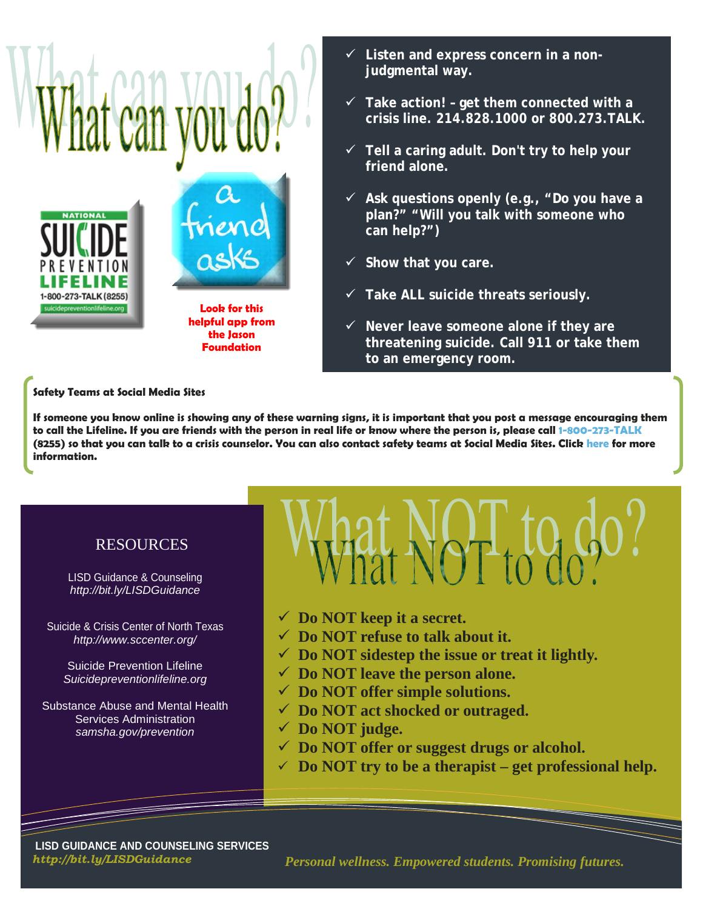# What can you do?

NATIONAL SUICIDE PREVENTION LIFELINE 1-800-273-TALK (8255) suicidepreventionlifeline.org

a friend asks

**Look for this helpful app from the Jason Foundation**

- ✓ **Listen and express concern in a non-judgmental way.**
- ✓ **Take action! – get them connected with a crisis line. 214.828.1000 or 800.273.TALK.**
- ✓ **Tell a caring adult. Don't try to help your friend alone.**
- ✓ **Ask questions openly (e.g., "Do you have a plan?" "Will you talk with someone who can help?")**
- ✓ **Show that you care.**
- ✓ **Take ALL suicide threats seriously.**
- ✓ **Never leave someone alone if they are threatening suicide. Call 911 or take them to an emergency room.**

**Safety Teams at Social Media Sites**

**If someone you know online is showing any of these warning signs, it is important that you post a message encouraging them to call the Lifeline. If you are friends with the person in real life or know where the person is, please call 1-800-273-TALK (8255) so that you can talk to a crisis counselor. You can also contact safety teams at Social Media Sites. Click here for more information.**

## RESOURCES

LISD Guidance & Counseling
*http://bit.ly/LISDGuidance*

Suicide & Crisis Center of North Texas
*http://www.sccenter.org/*

Suicide Prevention Lifeline
*Suicidepreventionlifeline.org*

Substance Abuse and Mental Health Services Administration
*samsha.gov/prevention*

# What NOT to do?

- ✓ **Do NOT keep it a secret.**
- ✓ **Do NOT refuse to talk about it.**
- ✓ **Do NOT sidestep the issue or treat it lightly.**
- ✓ **Do NOT leave the person alone.**
- ✓ **Do NOT offer simple solutions.**
- ✓ **Do NOT act shocked or outraged.**
- ✓ **Do NOT judge.**
- ✓ **Do NOT offer or suggest drugs or alcohol.**
- ✓ **Do NOT try to be a therapist – get professional help.**

**LISD GUIDANCE AND COUNSELING SERVICES**
***http://bit.ly/LISDGuidance***

*Personal wellness. Empowered students. Promising futures.*